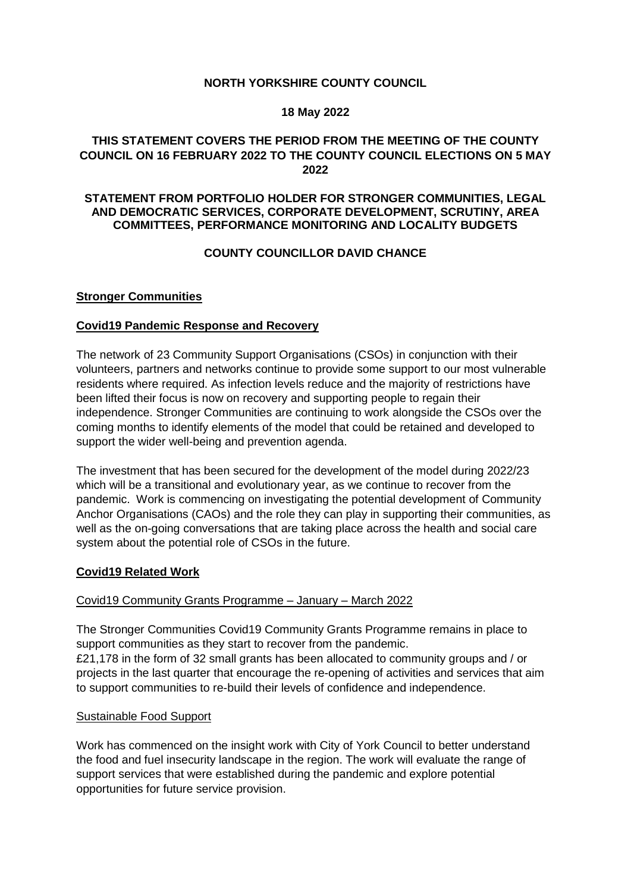**NORTH YORKSHIRE COUNTY COUNCIL**

**18 May 2022**

**THIS STATEMENT COVERS THE PERIOD FROM THE MEETING OF THE COUNTY COUNCIL ON 16 FEBRUARY 2022 TO THE COUNTY COUNCIL ELECTIONS ON 5 MAY 2022**

**STATEMENT FROM PORTFOLIO HOLDER FOR STRONGER COMMUNITIES, LEGAL AND DEMOCRATIC SERVICES, CORPORATE DEVELOPMENT, SCRUTINY, AREA COMMITTEES, PERFORMANCE MONITORING AND LOCALITY BUDGETS**

**COUNTY COUNCILLOR DAVID CHANCE**

## Stronger Communities

## Covid19 Pandemic Response and Recovery

The network of 23 Community Support Organisations (CSOs) in conjunction with their volunteers, partners and networks continue to provide some support to our most vulnerable residents where required. As infection levels reduce and the majority of restrictions have been lifted their focus is now on recovery and supporting people to regain their independence. Stronger Communities are continuing to work alongside the CSOs over the coming months to identify elements of the model that could be retained and developed to support the wider well-being and prevention agenda.

The investment that has been secured for the development of the model during 2022/23 which will be a transitional and evolutionary year, as we continue to recover from the pandemic. Work is commencing on investigating the potential development of Community Anchor Organisations (CAOs) and the role they can play in supporting their communities, as well as the on-going conversations that are taking place across the health and social care system about the potential role of CSOs in the future.

## Covid19 Related Work

### Covid19 Community Grants Programme – January – March 2022

The Stronger Communities Covid19 Community Grants Programme remains in place to support communities as they start to recover from the pandemic.
£21,178 in the form of 32 small grants has been allocated to community groups and / or projects in the last quarter that encourage the re-opening of activities and services that aim to support communities to re-build their levels of confidence and independence.

### Sustainable Food Support

Work has commenced on the insight work with City of York Council to better understand the food and fuel insecurity landscape in the region. The work will evaluate the range of support services that were established during the pandemic and explore potential opportunities for future service provision.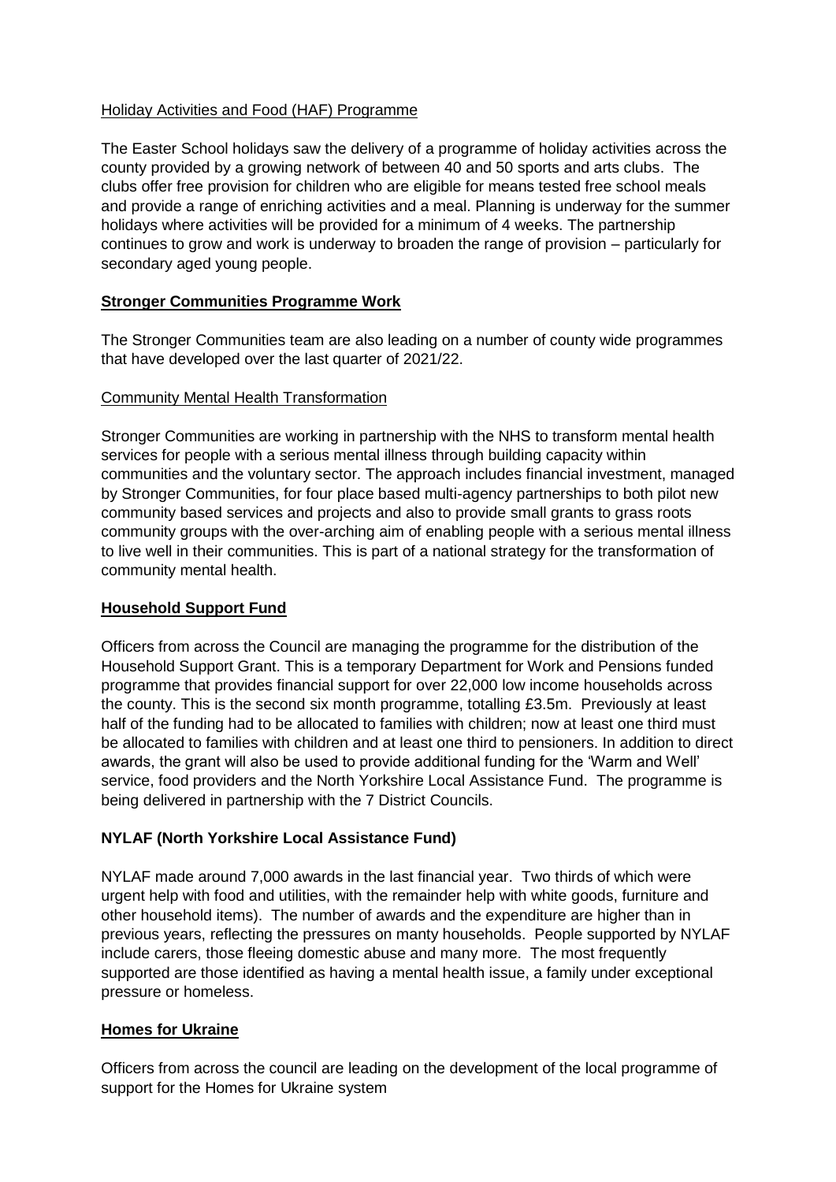Holiday Activities and Food (HAF) Programme

The Easter School holidays saw the delivery of a programme of holiday activities across the county provided by a growing network of between 40 and 50 sports and arts clubs. The clubs offer free provision for children who are eligible for means tested free school meals and provide a range of enriching activities and a meal. Planning is underway for the summer holidays where activities will be provided for a minimum of 4 weeks. The partnership continues to grow and work is underway to broaden the range of provision – particularly for secondary aged young people.

**Stronger Communities Programme Work**

The Stronger Communities team are also leading on a number of county wide programmes that have developed over the last quarter of 2021/22.

Community Mental Health Transformation

Stronger Communities are working in partnership with the NHS to transform mental health services for people with a serious mental illness through building capacity within communities and the voluntary sector. The approach includes financial investment, managed by Stronger Communities, for four place based multi-agency partnerships to both pilot new community based services and projects and also to provide small grants to grass roots community groups with the over-arching aim of enabling people with a serious mental illness to live well in their communities. This is part of a national strategy for the transformation of community mental health.

**Household Support Fund**

Officers from across the Council are managing the programme for the distribution of the Household Support Grant. This is a temporary Department for Work and Pensions funded programme that provides financial support for over 22,000 low income households across the county. This is the second six month programme, totalling £3.5m. Previously at least half of the funding had to be allocated to families with children; now at least one third must be allocated to families with children and at least one third to pensioners. In addition to direct awards, the grant will also be used to provide additional funding for the 'Warm and Well' service, food providers and the North Yorkshire Local Assistance Fund. The programme is being delivered in partnership with the 7 District Councils.

**NYLAF (North Yorkshire Local Assistance Fund)**

NYLAF made around 7,000 awards in the last financial year. Two thirds of which were urgent help with food and utilities, with the remainder help with white goods, furniture and other household items). The number of awards and the expenditure are higher than in previous years, reflecting the pressures on manty households. People supported by NYLAF include carers, those fleeing domestic abuse and many more. The most frequently supported are those identified as having a mental health issue, a family under exceptional pressure or homeless.

**Homes for Ukraine**

Officers from across the council are leading on the development of the local programme of support for the Homes for Ukraine system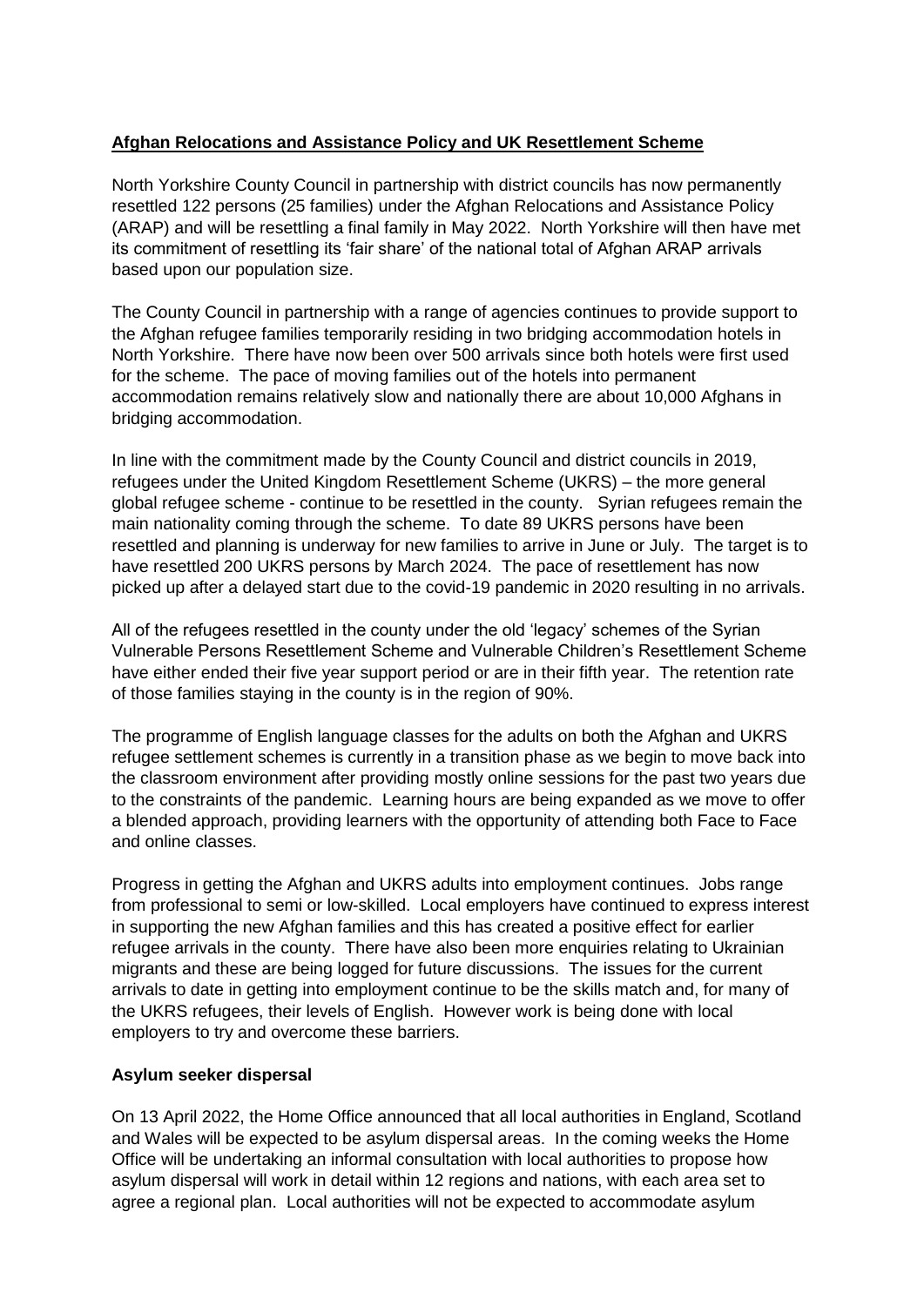**Afghan Relocations and Assistance Policy and UK Resettlement Scheme**

North Yorkshire County Council in partnership with district councils has now permanently resettled 122 persons (25 families) under the Afghan Relocations and Assistance Policy (ARAP) and will be resettling a final family in May 2022. North Yorkshire will then have met its commitment of resettling its 'fair share' of the national total of Afghan ARAP arrivals based upon our population size.

The County Council in partnership with a range of agencies continues to provide support to the Afghan refugee families temporarily residing in two bridging accommodation hotels in North Yorkshire. There have now been over 500 arrivals since both hotels were first used for the scheme. The pace of moving families out of the hotels into permanent accommodation remains relatively slow and nationally there are about 10,000 Afghans in bridging accommodation.

In line with the commitment made by the County Council and district councils in 2019, refugees under the United Kingdom Resettlement Scheme (UKRS) – the more general global refugee scheme - continue to be resettled in the county. Syrian refugees remain the main nationality coming through the scheme. To date 89 UKRS persons have been resettled and planning is underway for new families to arrive in June or July. The target is to have resettled 200 UKRS persons by March 2024. The pace of resettlement has now picked up after a delayed start due to the covid-19 pandemic in 2020 resulting in no arrivals.

All of the refugees resettled in the county under the old 'legacy' schemes of the Syrian Vulnerable Persons Resettlement Scheme and Vulnerable Children's Resettlement Scheme have either ended their five year support period or are in their fifth year. The retention rate of those families staying in the county is in the region of 90%.

The programme of English language classes for the adults on both the Afghan and UKRS refugee settlement schemes is currently in a transition phase as we begin to move back into the classroom environment after providing mostly online sessions for the past two years due to the constraints of the pandemic. Learning hours are being expanded as we move to offer a blended approach, providing learners with the opportunity of attending both Face to Face and online classes.

Progress in getting the Afghan and UKRS adults into employment continues. Jobs range from professional to semi or low-skilled. Local employers have continued to express interest in supporting the new Afghan families and this has created a positive effect for earlier refugee arrivals in the county. There have also been more enquiries relating to Ukrainian migrants and these are being logged for future discussions. The issues for the current arrivals to date in getting into employment continue to be the skills match and, for many of the UKRS refugees, their levels of English. However work is being done with local employers to try and overcome these barriers.

**Asylum seeker dispersal**

On 13 April 2022, the Home Office announced that all local authorities in England, Scotland and Wales will be expected to be asylum dispersal areas. In the coming weeks the Home Office will be undertaking an informal consultation with local authorities to propose how asylum dispersal will work in detail within 12 regions and nations, with each area set to agree a regional plan. Local authorities will not be expected to accommodate asylum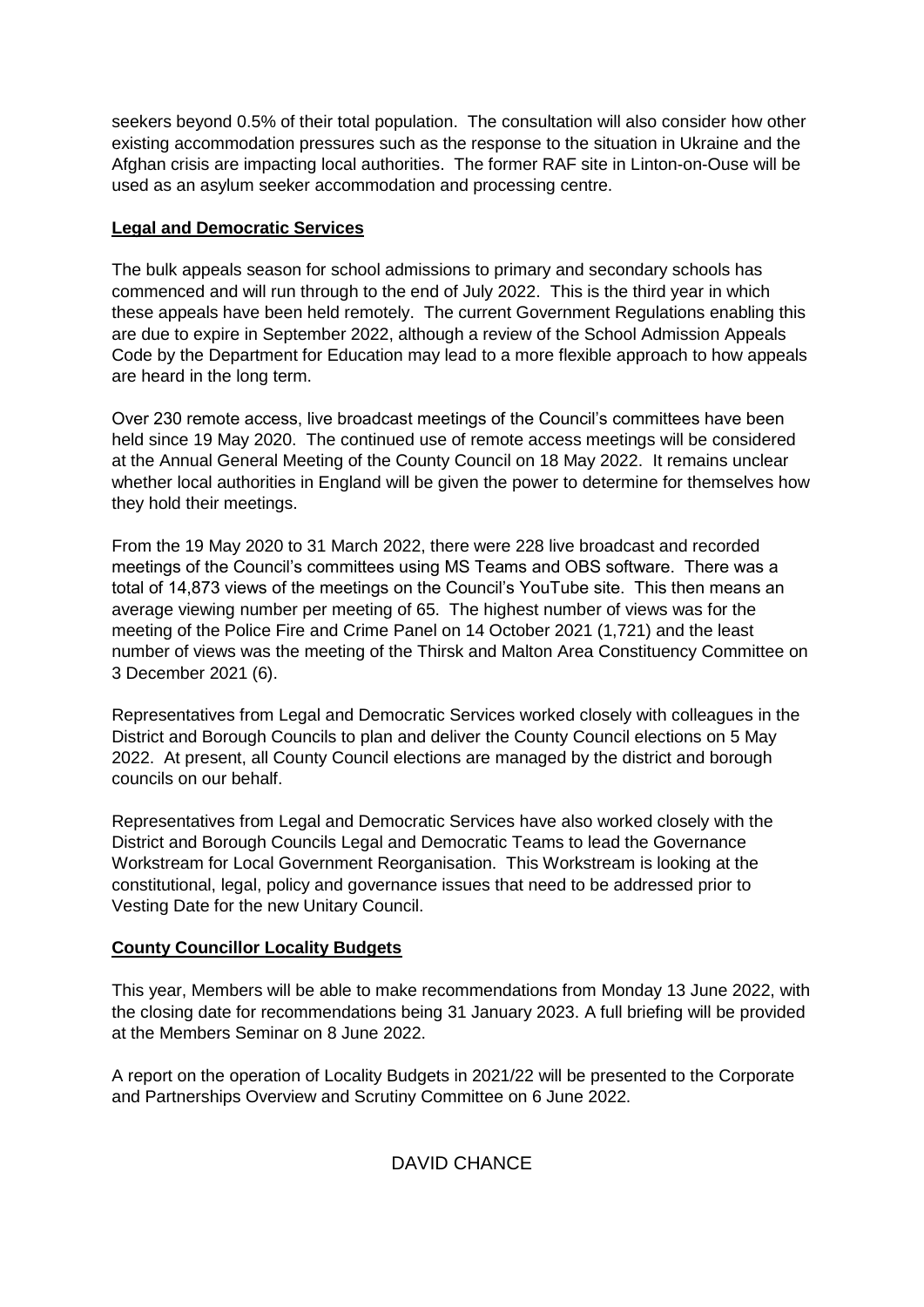seekers beyond 0.5% of their total population. The consultation will also consider how other existing accommodation pressures such as the response to the situation in Ukraine and the Afghan crisis are impacting local authorities. The former RAF site in Linton-on-Ouse will be used as an asylum seeker accommodation and processing centre.

## Legal and Democratic Services

The bulk appeals season for school admissions to primary and secondary schools has commenced and will run through to the end of July 2022. This is the third year in which these appeals have been held remotely. The current Government Regulations enabling this are due to expire in September 2022, although a review of the School Admission Appeals Code by the Department for Education may lead to a more flexible approach to how appeals are heard in the long term.

Over 230 remote access, live broadcast meetings of the Council's committees have been held since 19 May 2020. The continued use of remote access meetings will be considered at the Annual General Meeting of the County Council on 18 May 2022. It remains unclear whether local authorities in England will be given the power to determine for themselves how they hold their meetings.

From the 19 May 2020 to 31 March 2022, there were 228 live broadcast and recorded meetings of the Council's committees using MS Teams and OBS software. There was a total of 14,873 views of the meetings on the Council's YouTube site. This then means an average viewing number per meeting of 65. The highest number of views was for the meeting of the Police Fire and Crime Panel on 14 October 2021 (1,721) and the least number of views was the meeting of the Thirsk and Malton Area Constituency Committee on 3 December 2021 (6).

Representatives from Legal and Democratic Services worked closely with colleagues in the District and Borough Councils to plan and deliver the County Council elections on 5 May 2022. At present, all County Council elections are managed by the district and borough councils on our behalf.

Representatives from Legal and Democratic Services have also worked closely with the District and Borough Councils Legal and Democratic Teams to lead the Governance Workstream for Local Government Reorganisation. This Workstream is looking at the constitutional, legal, policy and governance issues that need to be addressed prior to Vesting Date for the new Unitary Council.

## County Councillor Locality Budgets

This year, Members will be able to make recommendations from Monday 13 June 2022, with the closing date for recommendations being 31 January 2023. A full briefing will be provided at the Members Seminar on 8 June 2022.

A report on the operation of Locality Budgets in 2021/22 will be presented to the Corporate and Partnerships Overview and Scrutiny Committee on 6 June 2022.

DAVID CHANCE